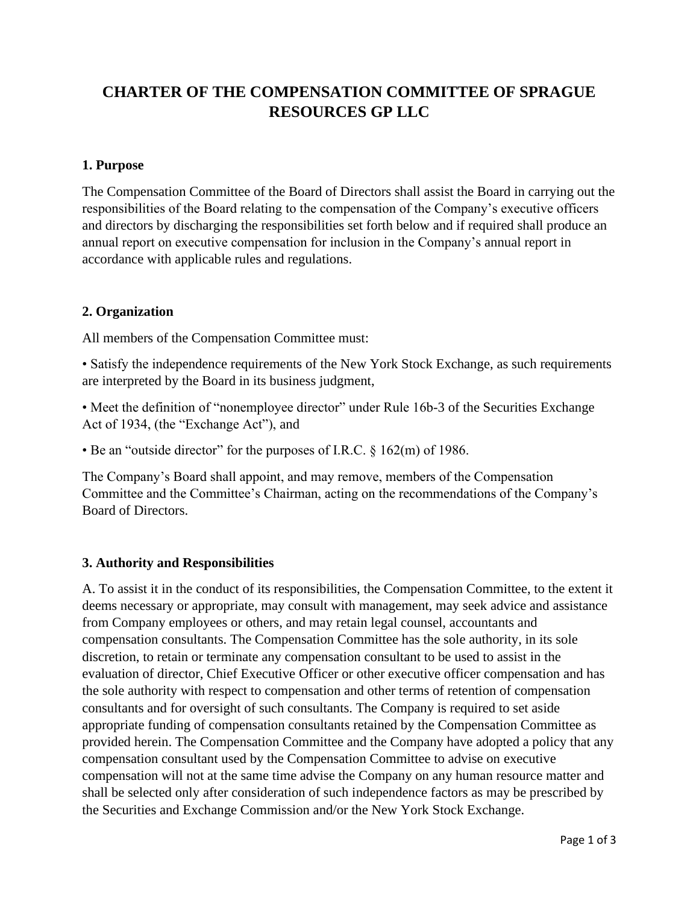# CHARTER OF THE COMPENSATION COMMITTEE OF SPRAGUE RESOURCES GP LLC

## 1. Purpose

The Compensation Committee of the Board of Directors shall assist the Board in carrying out the responsibilities of the Board relating to the compensation of the Company's executive officers and directors by discharging the responsibilities set forth below and if required shall produce an annual report on executive compensation for inclusion in the Company's annual report in accordance with applicable rules and regulations.

## 2. Organization

All members of the Compensation Committee must:

• Satisfy the independence requirements of the New York Stock Exchange, as such requirements are interpreted by the Board in its business judgment,

• Meet the definition of "nonemployee director" under Rule 16b-3 of the Securities Exchange Act of 1934, (the "Exchange Act"), and

• Be an "outside director" for the purposes of I.R.C. § 162(m) of 1986.

The Company's Board shall appoint, and may remove, members of the Compensation Committee and the Committee's Chairman, acting on the recommendations of the Company's Board of Directors.

## 3. Authority and Responsibilities

A. To assist it in the conduct of its responsibilities, the Compensation Committee, to the extent it deems necessary or appropriate, may consult with management, may seek advice and assistance from Company employees or others, and may retain legal counsel, accountants and compensation consultants. The Compensation Committee has the sole authority, in its sole discretion, to retain or terminate any compensation consultant to be used to assist in the evaluation of director, Chief Executive Officer or other executive officer compensation and has the sole authority with respect to compensation and other terms of retention of compensation consultants and for oversight of such consultants. The Company is required to set aside appropriate funding of compensation consultants retained by the Compensation Committee as provided herein. The Compensation Committee and the Company have adopted a policy that any compensation consultant used by the Compensation Committee to advise on executive compensation will not at the same time advise the Company on any human resource matter and shall be selected only after consideration of such independence factors as may be prescribed by the Securities and Exchange Commission and/or the New York Stock Exchange.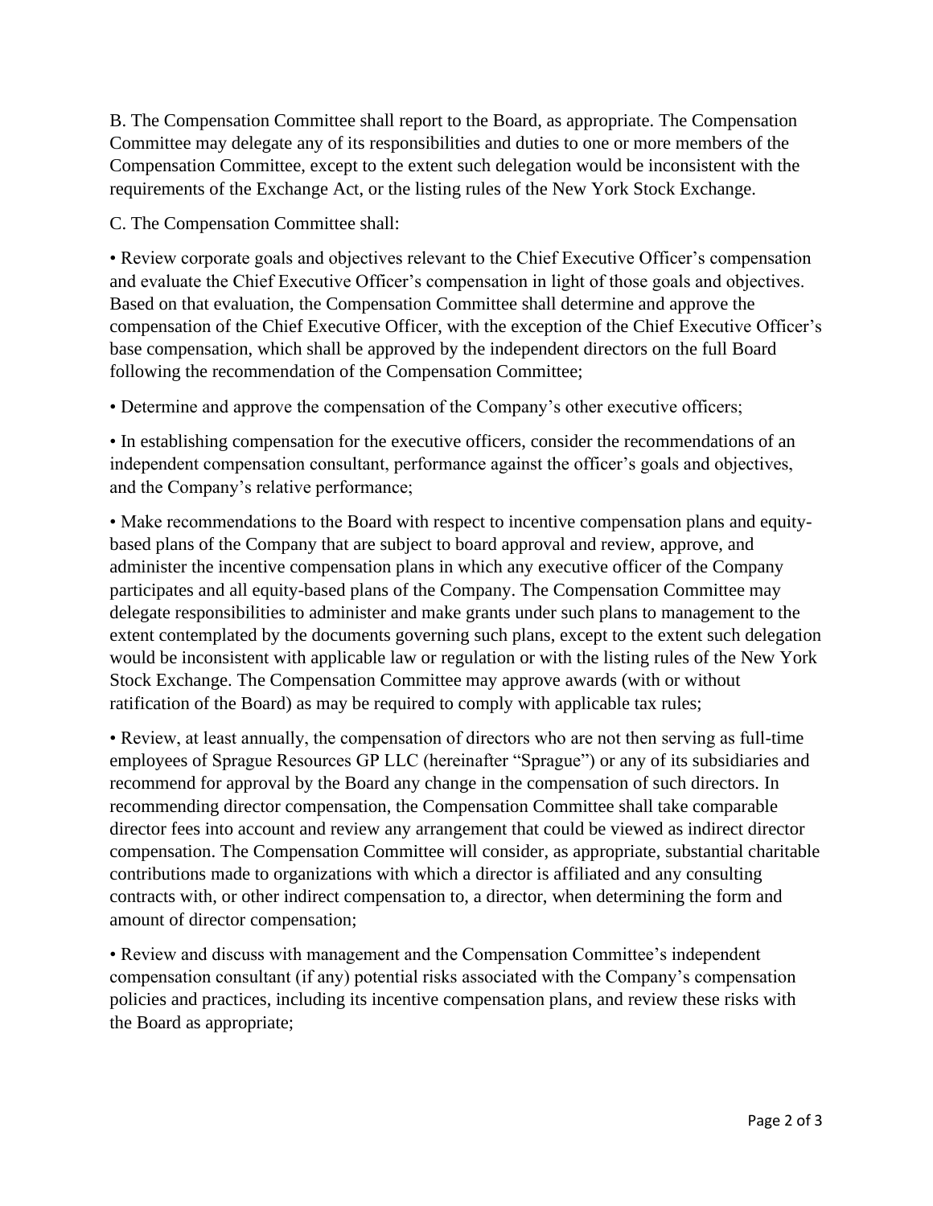B. The Compensation Committee shall report to the Board, as appropriate. The Compensation Committee may delegate any of its responsibilities and duties to one or more members of the Compensation Committee, except to the extent such delegation would be inconsistent with the requirements of the Exchange Act, or the listing rules of the New York Stock Exchange.

C. The Compensation Committee shall:

- Review corporate goals and objectives relevant to the Chief Executive Officer's compensation and evaluate the Chief Executive Officer's compensation in light of those goals and objectives. Based on that evaluation, the Compensation Committee shall determine and approve the compensation of the Chief Executive Officer, with the exception of the Chief Executive Officer's base compensation, which shall be approved by the independent directors on the full Board following the recommendation of the Compensation Committee;

- Determine and approve the compensation of the Company's other executive officers;

- In establishing compensation for the executive officers, consider the recommendations of an independent compensation consultant, performance against the officer's goals and objectives, and the Company's relative performance;

- Make recommendations to the Board with respect to incentive compensation plans and equity-based plans of the Company that are subject to board approval and review, approve, and administer the incentive compensation plans in which any executive officer of the Company participates and all equity-based plans of the Company. The Compensation Committee may delegate responsibilities to administer and make grants under such plans to management to the extent contemplated by the documents governing such plans, except to the extent such delegation would be inconsistent with applicable law or regulation or with the listing rules of the New York Stock Exchange. The Compensation Committee may approve awards (with or without ratification of the Board) as may be required to comply with applicable tax rules;

- Review, at least annually, the compensation of directors who are not then serving as full-time employees of Sprague Resources GP LLC (hereinafter "Sprague") or any of its subsidiaries and recommend for approval by the Board any change in the compensation of such directors. In recommending director compensation, the Compensation Committee shall take comparable director fees into account and review any arrangement that could be viewed as indirect director compensation. The Compensation Committee will consider, as appropriate, substantial charitable contributions made to organizations with which a director is affiliated and any consulting contracts with, or other indirect compensation to, a director, when determining the form and amount of director compensation;

- Review and discuss with management and the Compensation Committee's independent compensation consultant (if any) potential risks associated with the Company's compensation policies and practices, including its incentive compensation plans, and review these risks with the Board as appropriate;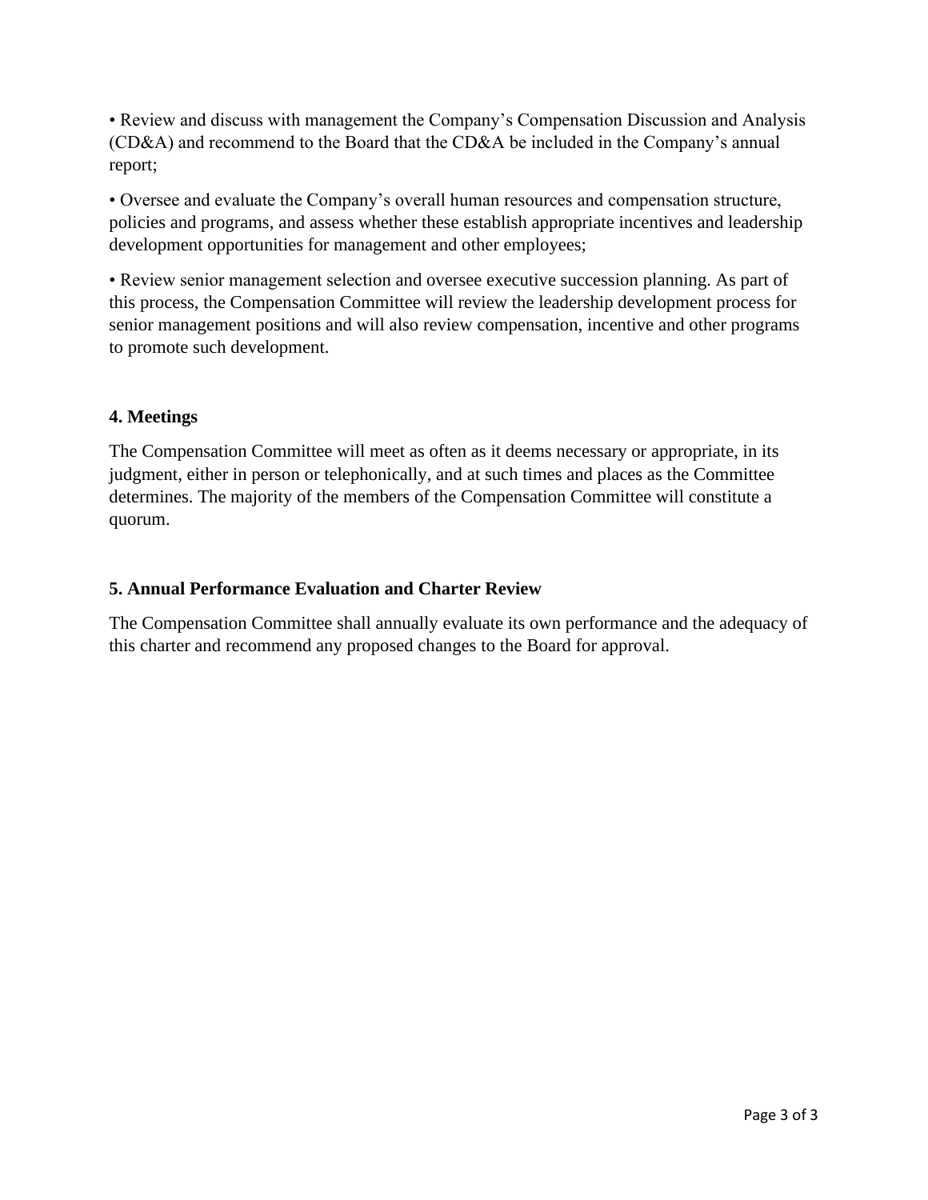• Review and discuss with management the Company's Compensation Discussion and Analysis (CD&A) and recommend to the Board that the CD&A be included in the Company's annual report;

• Oversee and evaluate the Company's overall human resources and compensation structure, policies and programs, and assess whether these establish appropriate incentives and leadership development opportunities for management and other employees;

• Review senior management selection and oversee executive succession planning. As part of this process, the Compensation Committee will review the leadership development process for senior management positions and will also review compensation, incentive and other programs to promote such development.

### 4. Meetings

The Compensation Committee will meet as often as it deems necessary or appropriate, in its judgment, either in person or telephonically, and at such times and places as the Committee determines. The majority of the members of the Compensation Committee will constitute a quorum.

### 5. Annual Performance Evaluation and Charter Review

The Compensation Committee shall annually evaluate its own performance and the adequacy of this charter and recommend any proposed changes to the Board for approval.